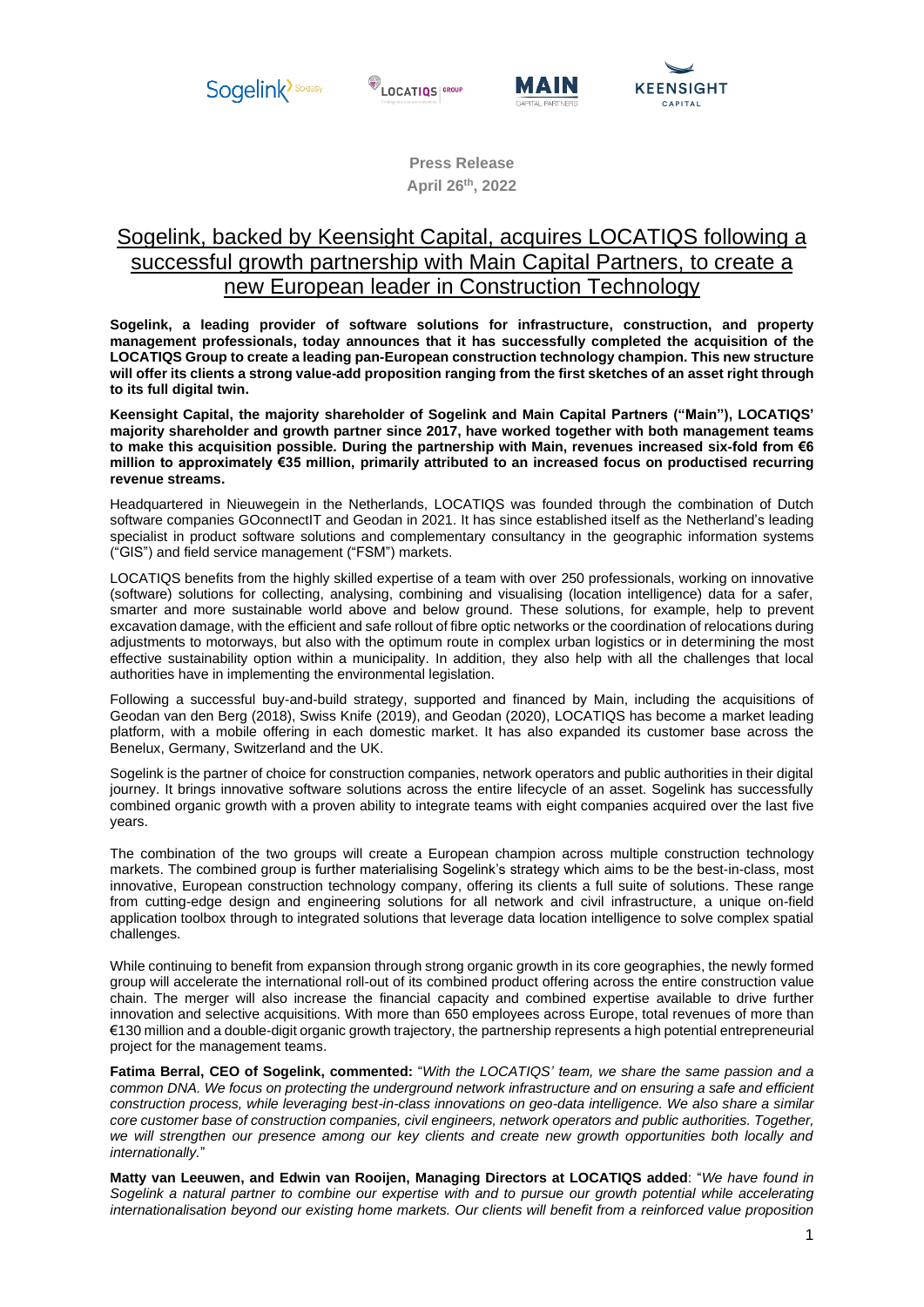**Press Release**
**April 26th, 2022**

# Sogelink, backed by Keensight Capital, acquires LOCATIQS following a successful growth partnership with Main Capital Partners, to create a new European leader in Construction Technology

**Sogelink, a leading provider of software solutions for infrastructure, construction, and property management professionals, today announces that it has successfully completed the acquisition of the LOCATIQS Group to create a leading pan-European construction technology champion. This new structure will offer its clients a strong value-add proposition ranging from the first sketches of an asset right through to its full digital twin.**

**Keensight Capital, the majority shareholder of Sogelink and Main Capital Partners ("Main"), LOCATIQS' majority shareholder and growth partner since 2017, have worked together with both management teams to make this acquisition possible. During the partnership with Main, revenues increased six-fold from €6 million to approximately €35 million, primarily attributed to an increased focus on productised recurring revenue streams.**

Headquartered in Nieuwegein in the Netherlands, LOCATIQS was founded through the combination of Dutch software companies GOconnectIT and Geodan in 2021. It has since established itself as the Netherland's leading specialist in product software solutions and complementary consultancy in the geographic information systems ("GIS") and field service management ("FSM") markets.

LOCATIQS benefits from the highly skilled expertise of a team with over 250 professionals, working on innovative (software) solutions for collecting, analysing, combining and visualising (location intelligence) data for a safer, smarter and more sustainable world above and below ground. These solutions, for example, help to prevent excavation damage, with the efficient and safe rollout of fibre optic networks or the coordination of relocations during adjustments to motorways, but also with the optimum route in complex urban logistics or in determining the most effective sustainability option within a municipality. In addition, they also help with all the challenges that local authorities have in implementing the environmental legislation.

Following a successful buy-and-build strategy, supported and financed by Main, including the acquisitions of Geodan van den Berg (2018), Swiss Knife (2019), and Geodan (2020), LOCATIQS has become a market leading platform, with a mobile offering in each domestic market. It has also expanded its customer base across the Benelux, Germany, Switzerland and the UK.

Sogelink is the partner of choice for construction companies, network operators and public authorities in their digital journey. It brings innovative software solutions across the entire lifecycle of an asset. Sogelink has successfully combined organic growth with a proven ability to integrate teams with eight companies acquired over the last five years.

The combination of the two groups will create a European champion across multiple construction technology markets. The combined group is further materialising Sogelink's strategy which aims to be the best-in-class, most innovative, European construction technology company, offering its clients a full suite of solutions. These range from cutting-edge design and engineering solutions for all network and civil infrastructure, a unique on-field application toolbox through to integrated solutions that leverage data location intelligence to solve complex spatial challenges.

While continuing to benefit from expansion through strong organic growth in its core geographies, the newly formed group will accelerate the international roll-out of its combined product offering across the entire construction value chain. The merger will also increase the financial capacity and combined expertise available to drive further innovation and selective acquisitions. With more than 650 employees across Europe, total revenues of more than €130 million and a double-digit organic growth trajectory, the partnership represents a high potential entrepreneurial project for the management teams.

**Fatima Berral, CEO of Sogelink, commented:** "*With the LOCATIQS' team, we share the same passion and a common DNA. We focus on protecting the underground network infrastructure and on ensuring a safe and efficient construction process, while leveraging best-in-class innovations on geo-data intelligence. We also share a similar core customer base of construction companies, civil engineers, network operators and public authorities. Together, we will strengthen our presence among our key clients and create new growth opportunities both locally and internationally.*"

**Matty van Leeuwen, and Edwin van Rooijen, Managing Directors at LOCATIQS added**: "*We have found in Sogelink a natural partner to combine our expertise with and to pursue our growth potential while accelerating internationalisation beyond our existing home markets. Our clients will benefit from a reinforced value proposition*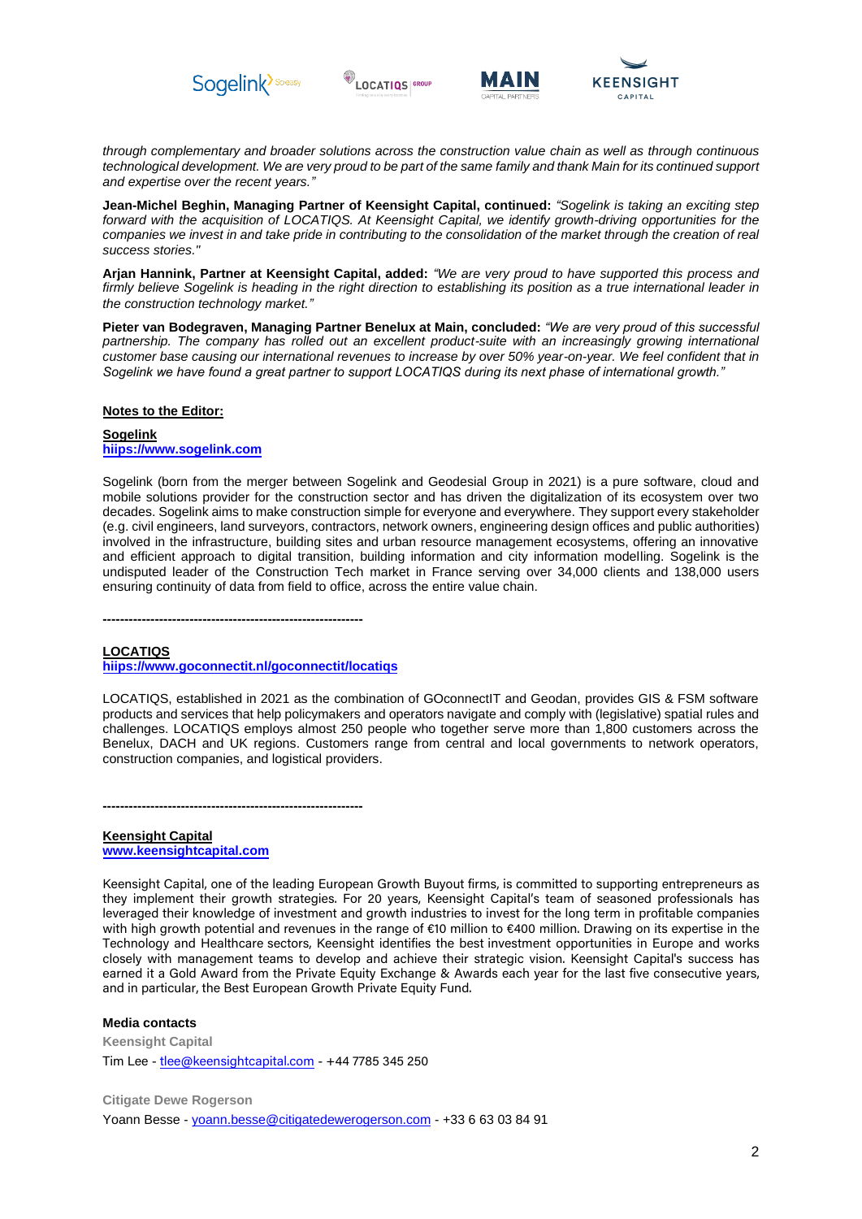*through complementary and broader solutions across the construction value chain as well as through continuous technological development. We are very proud to be part of the same family and thank Main for its continued support and expertise over the recent years."*

**Jean-Michel Beghin, Managing Partner of Keensight Capital, continued:** *"Sogelink is taking an exciting step forward with the acquisition of LOCATIQS. At Keensight Capital, we identify growth-driving opportunities for the companies we invest in and take pride in contributing to the consolidation of the market through the creation of real success stories."*

**Arjan Hannink, Partner at Keensight Capital, added:** *"We are very proud to have supported this process and firmly believe Sogelink is heading in the right direction to establishing its position as a true international leader in the construction technology market."*

**Pieter van Bodegraven, Managing Partner Benelux at Main, concluded:** *"We are very proud of this successful partnership. The company has rolled out an excellent product-suite with an increasingly growing international customer base causing our international revenues to increase by over 50% year-on-year. We feel confident that in Sogelink we have found a great partner to support LOCATIQS during its next phase of international growth."*

**Notes to the Editor:**

**Sogelink**
**hiips://www.sogelink.com**

Sogelink (born from the merger between Sogelink and Geodesial Group in 2021) is a pure software, cloud and mobile solutions provider for the construction sector and has driven the digitalization of its ecosystem over two decades. Sogelink aims to make construction simple for everyone and everywhere. They support every stakeholder (e.g. civil engineers, land surveyors, contractors, network owners, engineering design offices and public authorities) involved in the infrastructure, building sites and urban resource management ecosystems, offering an innovative and efficient approach to digital transition, building information and city information modelling. Sogelink is the undisputed leader of the Construction Tech market in France serving over 34,000 clients and 138,000 users ensuring continuity of data from field to office, across the entire value chain.

**------------------------------------------------------------**

**LOCATIQS**
**hiips://www.goconnectit.nl/goconnectit/locatiqs**

LOCATIQS, established in 2021 as the combination of GOconnectIT and Geodan, provides GIS & FSM software products and services that help policymakers and operators navigate and comply with (legislative) spatial rules and challenges. LOCATIQS employs almost 250 people who together serve more than 1,800 customers across the Benelux, DACH and UK regions. Customers range from central and local governments to network operators, construction companies, and logistical providers.

**------------------------------------------------------------**

**Keensight Capital**
**www.keensightcapital.com**

Keensight Capital, one of the leading European Growth Buyout firms, is committed to supporting entrepreneurs as they implement their growth strategies. For 20 years, Keensight Capital's team of seasoned professionals has leveraged their knowledge of investment and growth industries to invest for the long term in profitable companies with high growth potential and revenues in the range of €10 million to €400 million. Drawing on its expertise in the Technology and Healthcare sectors, Keensight identifies the best investment opportunities in Europe and works closely with management teams to develop and achieve their strategic vision. Keensight Capital's success has earned it a Gold Award from the Private Equity Exchange & Awards each year for the last five consecutive years, and in particular, the Best European Growth Private Equity Fund.

**Media contacts**

**Keensight Capital**
Tim Lee - tlee@keensightcapital.com - +44 7785 345 250

**Citigate Dewe Rogerson**
Yoann Besse - yoann.besse@citigatedewerogerson.com - +33 6 63 03 84 91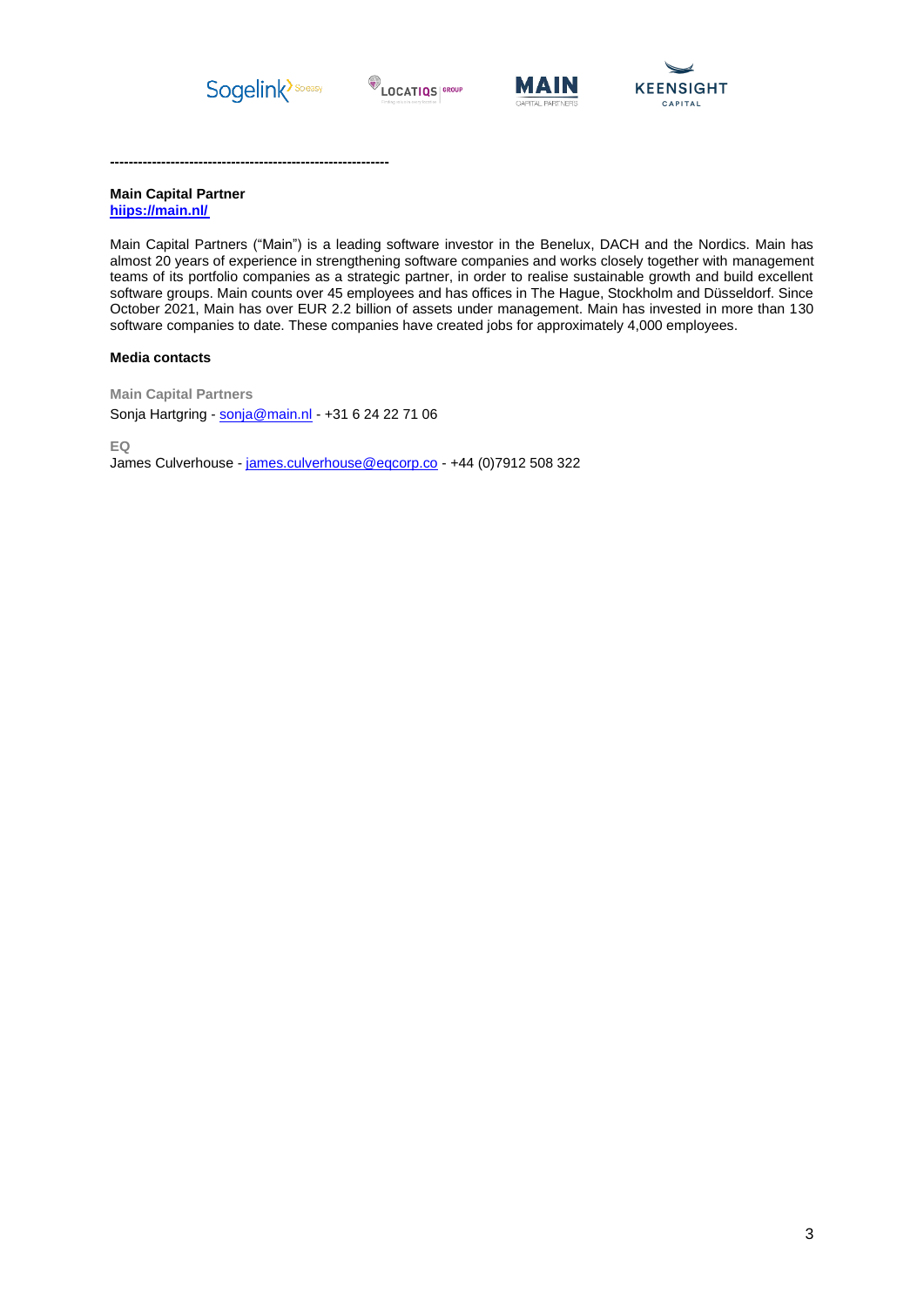------------------------------------------------------------

**Main Capital Partner**
**hiips://main.nl/**

Main Capital Partners ("Main") is a leading software investor in the Benelux, DACH and the Nordics. Main has almost 20 years of experience in strengthening software companies and works closely together with management teams of its portfolio companies as a strategic partner, in order to realise sustainable growth and build excellent software groups. Main counts over 45 employees and has offices in The Hague, Stockholm and Düsseldorf. Since October 2021, Main has over EUR 2.2 billion of assets under management. Main has invested in more than 130 software companies to date. These companies have created jobs for approximately 4,000 employees.

**Media contacts**

**Main Capital Partners**
Sonja Hartgring - sonja@main.nl - +31 6 24 22 71 06

**EQ**
James Culverhouse - james.culverhouse@eqcorp.co - +44 (0)7912 508 322